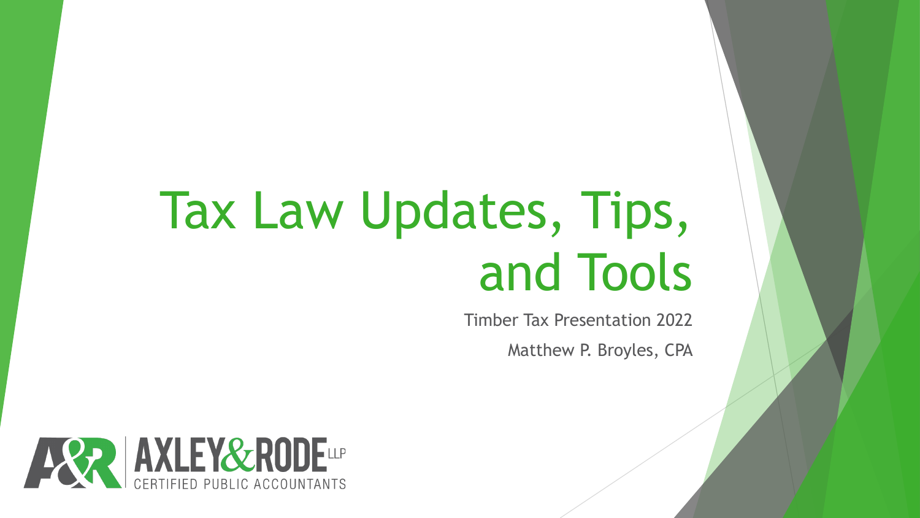# Tax Law Updates, Tips, and Tools

Timber Tax Presentation 2022

Matthew P. Broyles, CPA

AXLEY&RODE LLP
CERTIFIED PUBLIC ACCOUNTANTS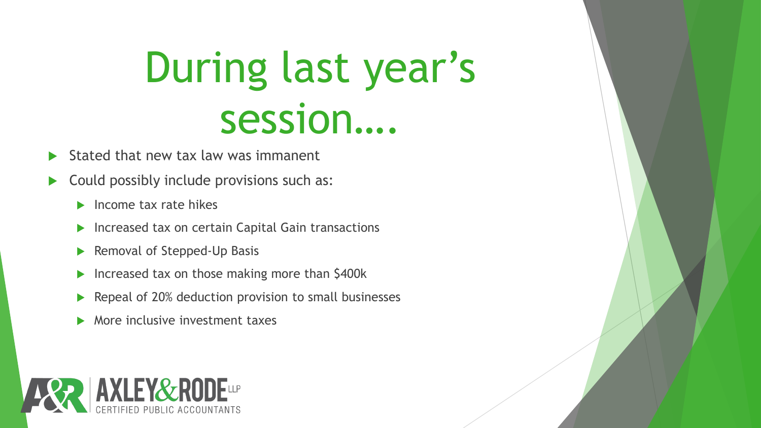# During last year's session….

- Stated that new tax law was immanent
- Could possibly include provisions such as:
  - Income tax rate hikes
  - Increased tax on certain Capital Gain transactions
  - Removal of Stepped-Up Basis
  - Increased tax on those making more than $400k
  - Repeal of 20% deduction provision to small businesses
  - More inclusive investment taxes

A&R AXLEY&RODE LLP
CERTIFIED PUBLIC ACCOUNTANTS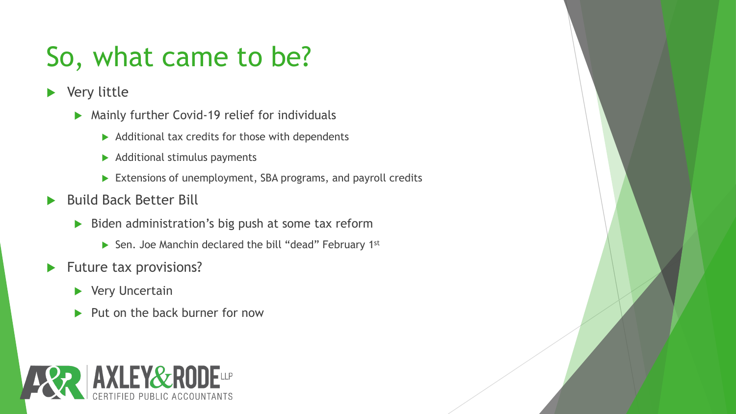# So, what came to be?

- Very little
  - Mainly further Covid-19 relief for individuals
    - Additional tax credits for those with dependents
    - Additional stimulus payments
    - Extensions of unemployment, SBA programs, and payroll credits
- Build Back Better Bill
  - Biden administration's big push at some tax reform
    - Sen. Joe Manchin declared the bill "dead" February 1st
- Future tax provisions?
  - Very Uncertain
  - Put on the back burner for now

AXLEY&RODE LLP
CERTIFIED PUBLIC ACCOUNTANTS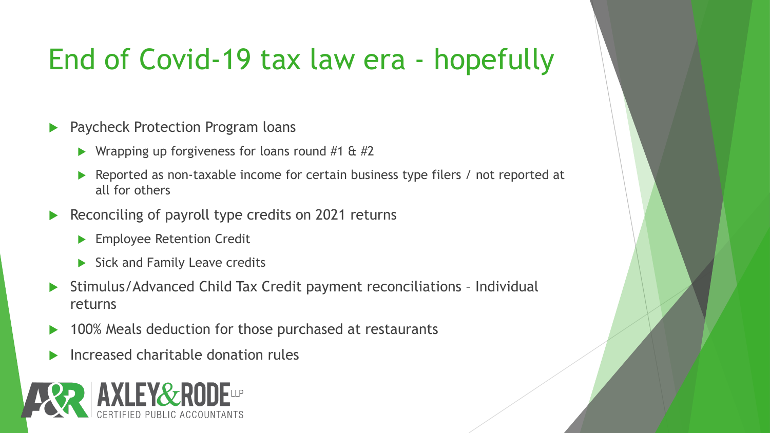# End of Covid-19 tax law era - hopefully

- Paycheck Protection Program loans
  - Wrapping up forgiveness for loans round #1 & #2
  - Reported as non-taxable income for certain business type filers / not reported at all for others
- Reconciling of payroll type credits on 2021 returns
  - Employee Retention Credit
  - Sick and Family Leave credits
- Stimulus/Advanced Child Tax Credit payment reconciliations – Individual returns
- 100% Meals deduction for those purchased at restaurants
- Increased charitable donation rules

AXLEY&RODE LLP
CERTIFIED PUBLIC ACCOUNTANTS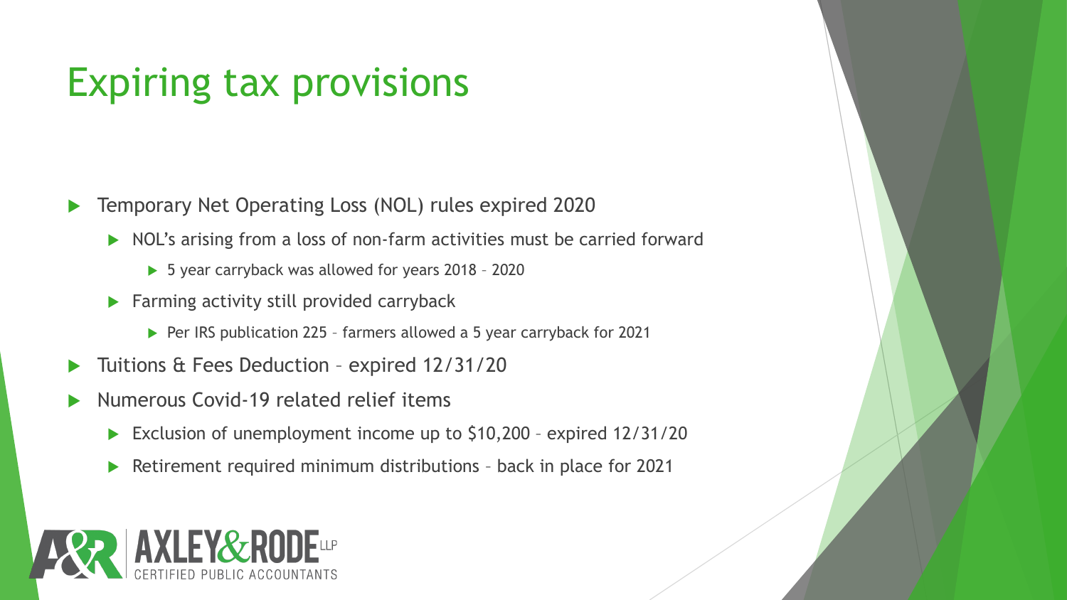# Expiring tax provisions

- Temporary Net Operating Loss (NOL) rules expired 2020
  - NOL's arising from a loss of non-farm activities must be carried forward
    - 5 year carryback was allowed for years 2018 – 2020
  - Farming activity still provided carryback
    - Per IRS publication 225 – farmers allowed a 5 year carryback for 2021
- Tuitions & Fees Deduction – expired 12/31/20
- Numerous Covid-19 related relief items
  - Exclusion of unemployment income up to $10,200 – expired 12/31/20
  - Retirement required minimum distributions – back in place for 2021

A&R AXLEY&RODE LLP
CERTIFIED PUBLIC ACCOUNTANTS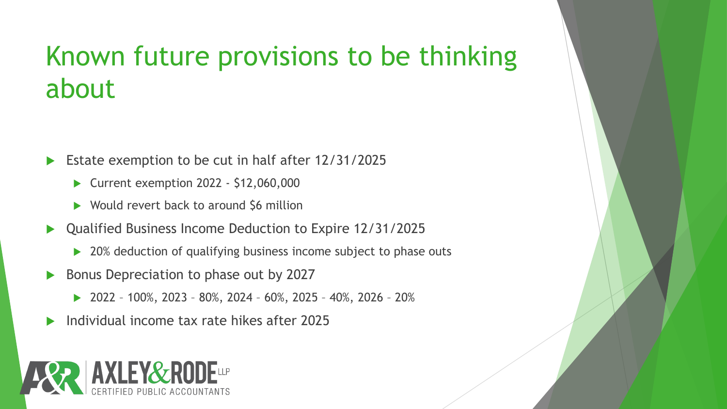# Known future provisions to be thinking about

- Estate exemption to be cut in half after 12/31/2025
  - Current exemption 2022 - $12,060,000
  - Would revert back to around $6 million
- Qualified Business Income Deduction to Expire 12/31/2025
  - 20% deduction of qualifying business income subject to phase outs
- Bonus Depreciation to phase out by 2027
  - 2022 – 100%, 2023 – 80%, 2024 – 60%, 2025 – 40%, 2026 – 20%
- Individual income tax rate hikes after 2025

A&R AXLEY&RODE LLP
CERTIFIED PUBLIC ACCOUNTANTS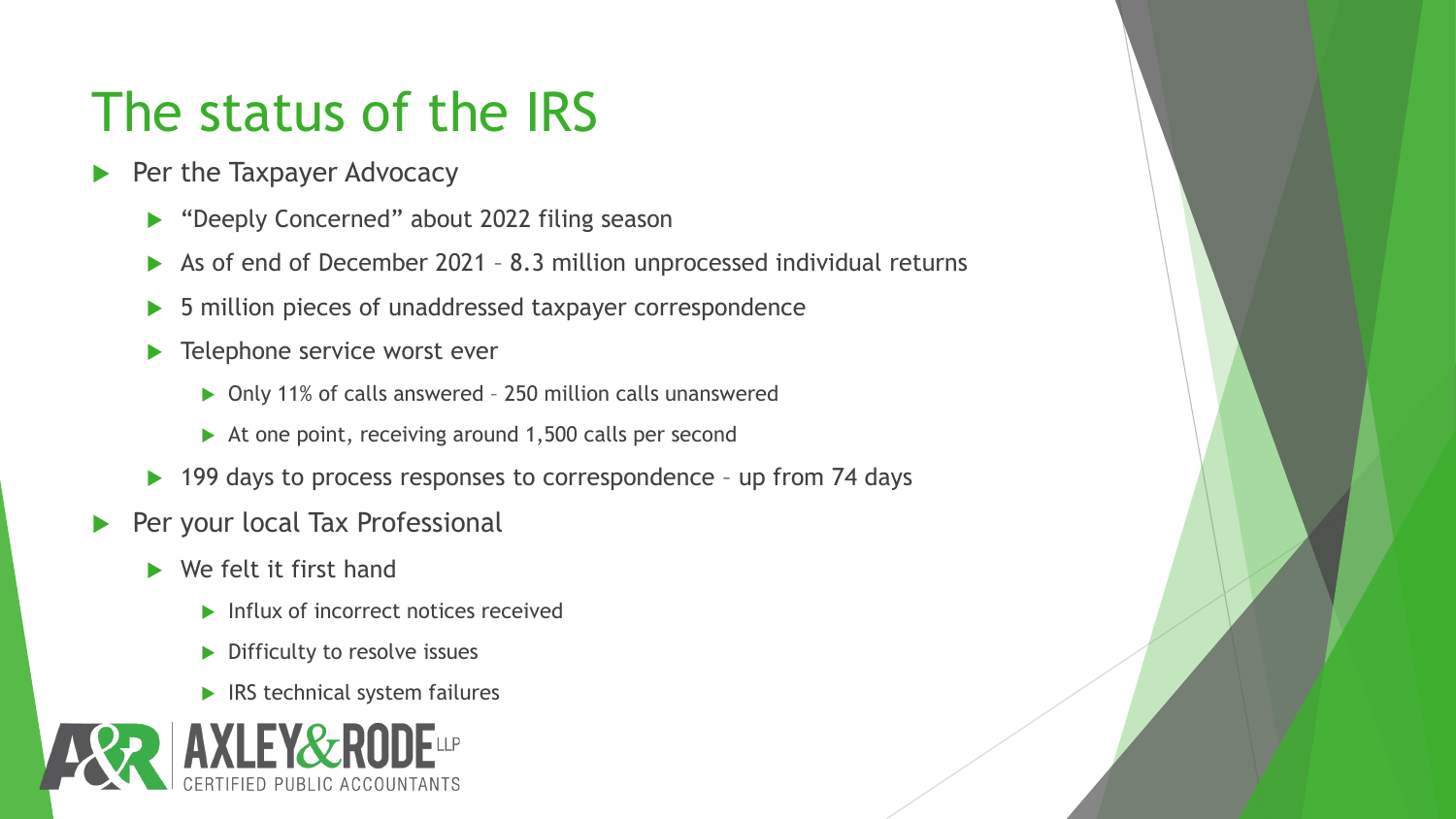# The status of the IRS

- Per the Taxpayer Advocacy
  - "Deeply Concerned" about 2022 filing season
  - As of end of December 2021 – 8.3 million unprocessed individual returns
  - 5 million pieces of unaddressed taxpayer correspondence
  - Telephone service worst ever
    - Only 11% of calls answered – 250 million calls unanswered
    - At one point, receiving around 1,500 calls per second
  - 199 days to process responses to correspondence – up from 74 days
- Per your local Tax Professional
  - We felt it first hand
    - Influx of incorrect notices received
    - Difficulty to resolve issues
    - IRS technical system failures

AXLEY & RODE LLP
CERTIFIED PUBLIC ACCOUNTANTS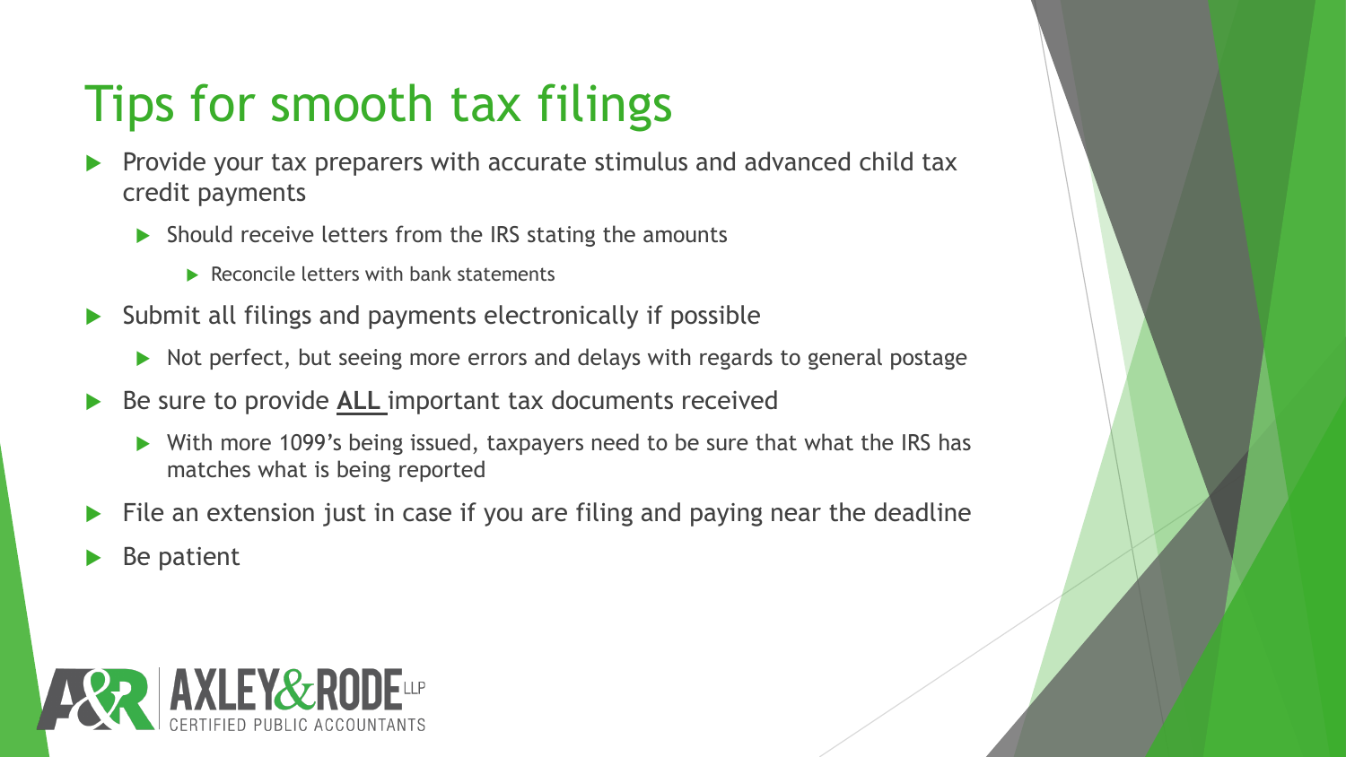# Tips for smooth tax filings

- Provide your tax preparers with accurate stimulus and advanced child tax credit payments
  - Should receive letters from the IRS stating the amounts
    - Reconcile letters with bank statements
- Submit all filings and payments electronically if possible
  - Not perfect, but seeing more errors and delays with regards to general postage
- Be sure to provide **ALL** important tax documents received
  - With more 1099's being issued, taxpayers need to be sure that what the IRS has matches what is being reported
- File an extension just in case if you are filing and paying near the deadline
- Be patient

A&R AXLEY&RODE LLP
CERTIFIED PUBLIC ACCOUNTANTS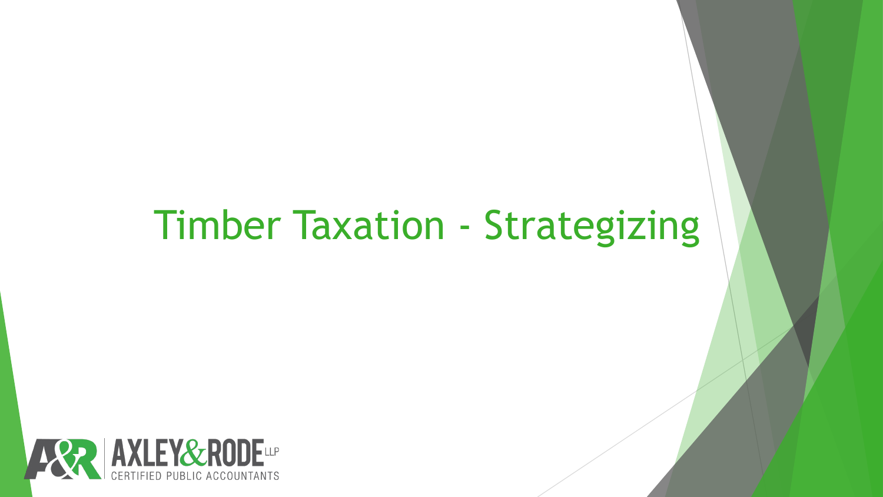# Timber Taxation - Strategizing

AXLEY&RODE LLP
CERTIFIED PUBLIC ACCOUNTANTS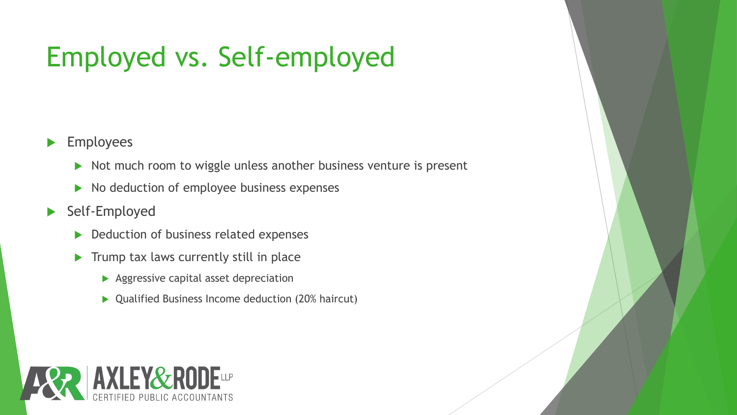# Employed vs. Self-employed

- Employees
  - Not much room to wiggle unless another business venture is present
  - No deduction of employee business expenses
- Self-Employed
  - Deduction of business related expenses
  - Trump tax laws currently still in place
    - Aggressive capital asset depreciation
    - Qualified Business Income deduction (20% haircut)

A&R | AXLEY&RODE LLP
CERTIFIED PUBLIC ACCOUNTANTS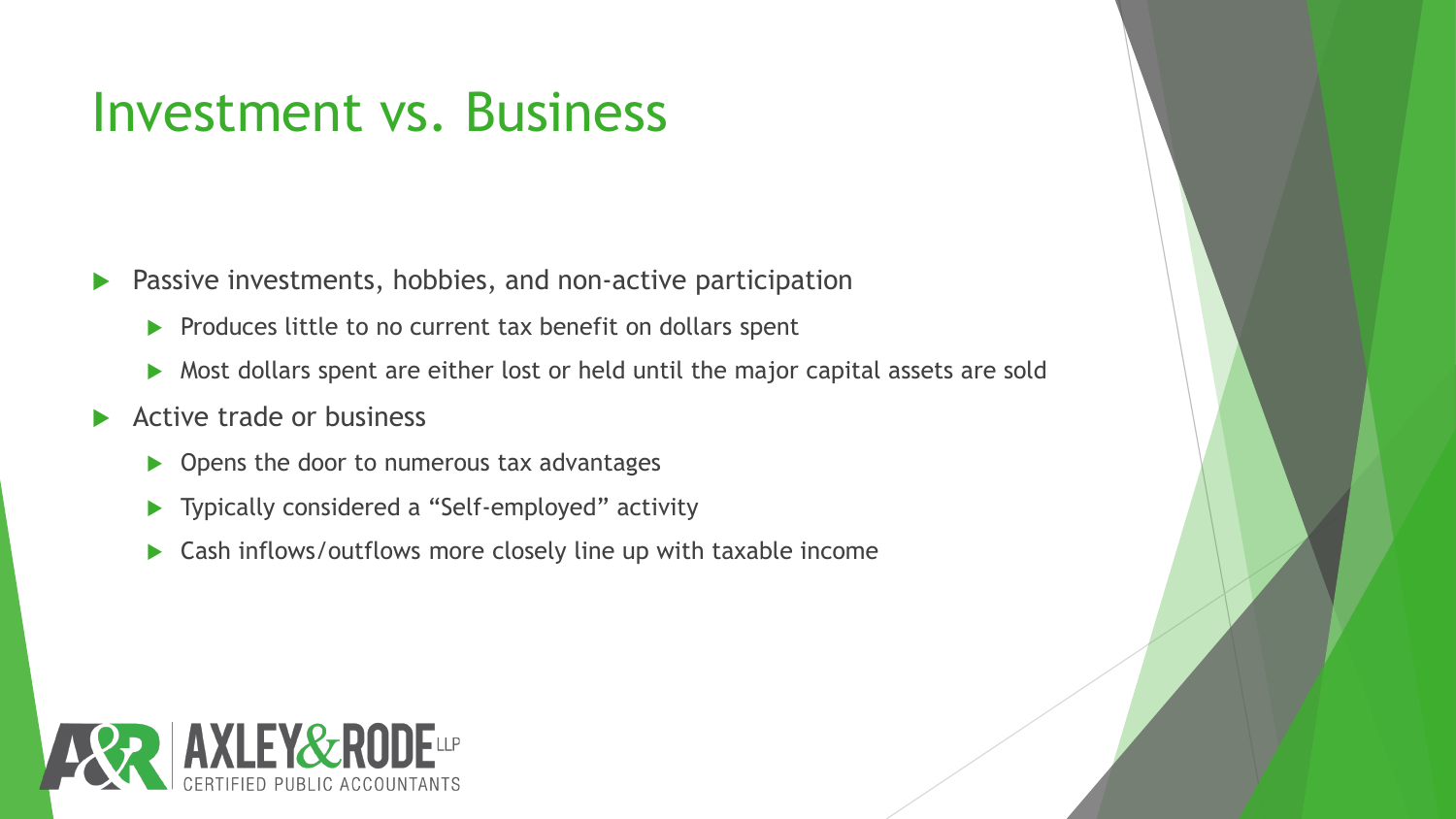# Investment vs. Business

- Passive investments, hobbies, and non-active participation
  - Produces little to no current tax benefit on dollars spent
  - Most dollars spent are either lost or held until the major capital assets are sold
- Active trade or business
  - Opens the door to numerous tax advantages
  - Typically considered a "Self-employed" activity
  - Cash inflows/outflows more closely line up with taxable income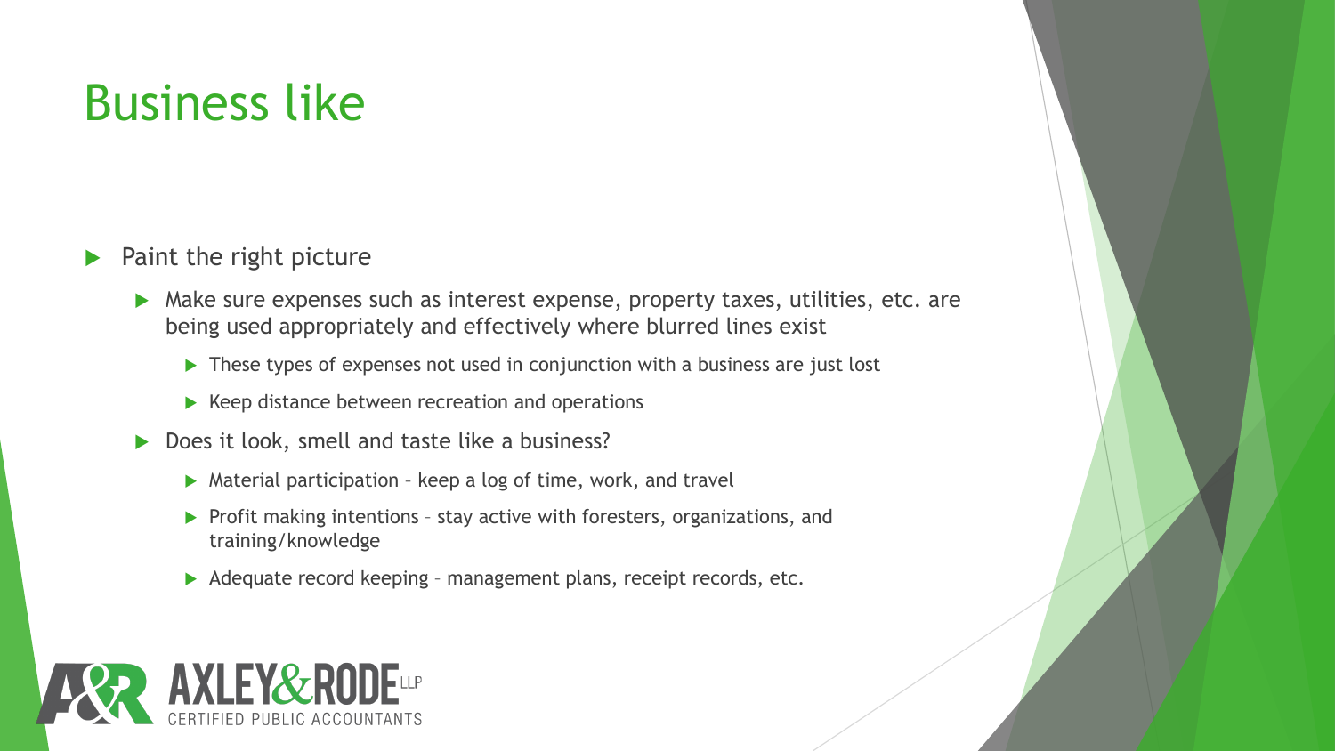# Business like

- Paint the right picture
  - Make sure expenses such as interest expense, property taxes, utilities, etc. are being used appropriately and effectively where blurred lines exist
    - These types of expenses not used in conjunction with a business are just lost
    - Keep distance between recreation and operations
  - Does it look, smell and taste like a business?
    - Material participation – keep a log of time, work, and travel
    - Profit making intentions – stay active with foresters, organizations, and training/knowledge
    - Adequate record keeping – management plans, receipt records, etc.

A&R AXLEY & RODE LLP
CERTIFIED PUBLIC ACCOUNTANTS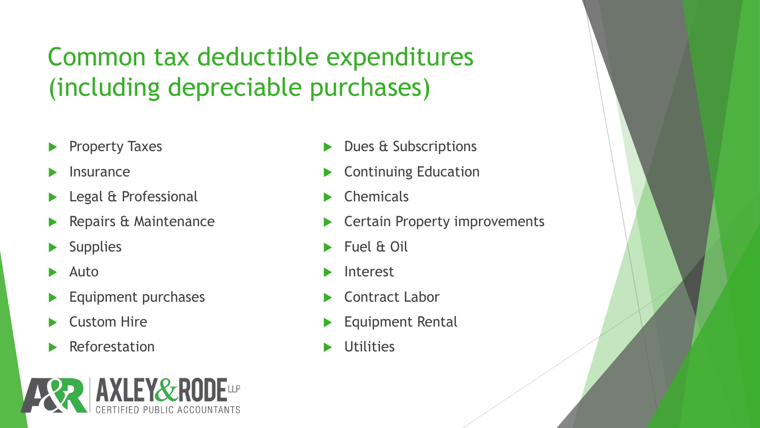# Common tax deductible expenditures (including depreciable purchases)

- Property Taxes
- Insurance
- Legal & Professional
- Repairs & Maintenance
- Supplies
- Auto
- Equipment purchases
- Custom Hire
- Reforestation
- Dues & Subscriptions
- Continuing Education
- Chemicals
- Certain Property improvements
- Fuel & Oil
- Interest
- Contract Labor
- Equipment Rental
- Utilities

A&R AXLEY & RODE LLP
CERTIFIED PUBLIC ACCOUNTANTS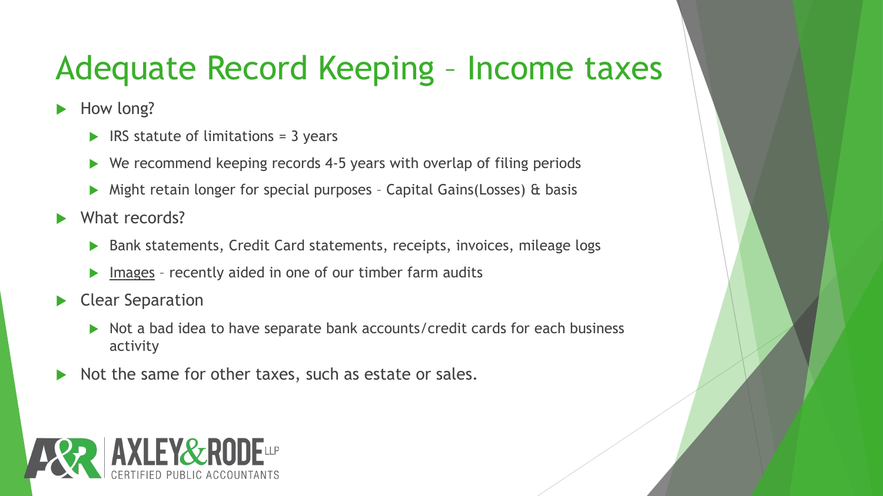# Adequate Record Keeping – Income taxes

- How long?
  - IRS statute of limitations = 3 years
  - We recommend keeping records 4-5 years with overlap of filing periods
  - Might retain longer for special purposes – Capital Gains(Losses) & basis
- What records?
  - Bank statements, Credit Card statements, receipts, invoices, mileage logs
  - Images – recently aided in one of our timber farm audits
- Clear Separation
  - Not a bad idea to have separate bank accounts/credit cards for each business activity
- Not the same for other taxes, such as estate or sales.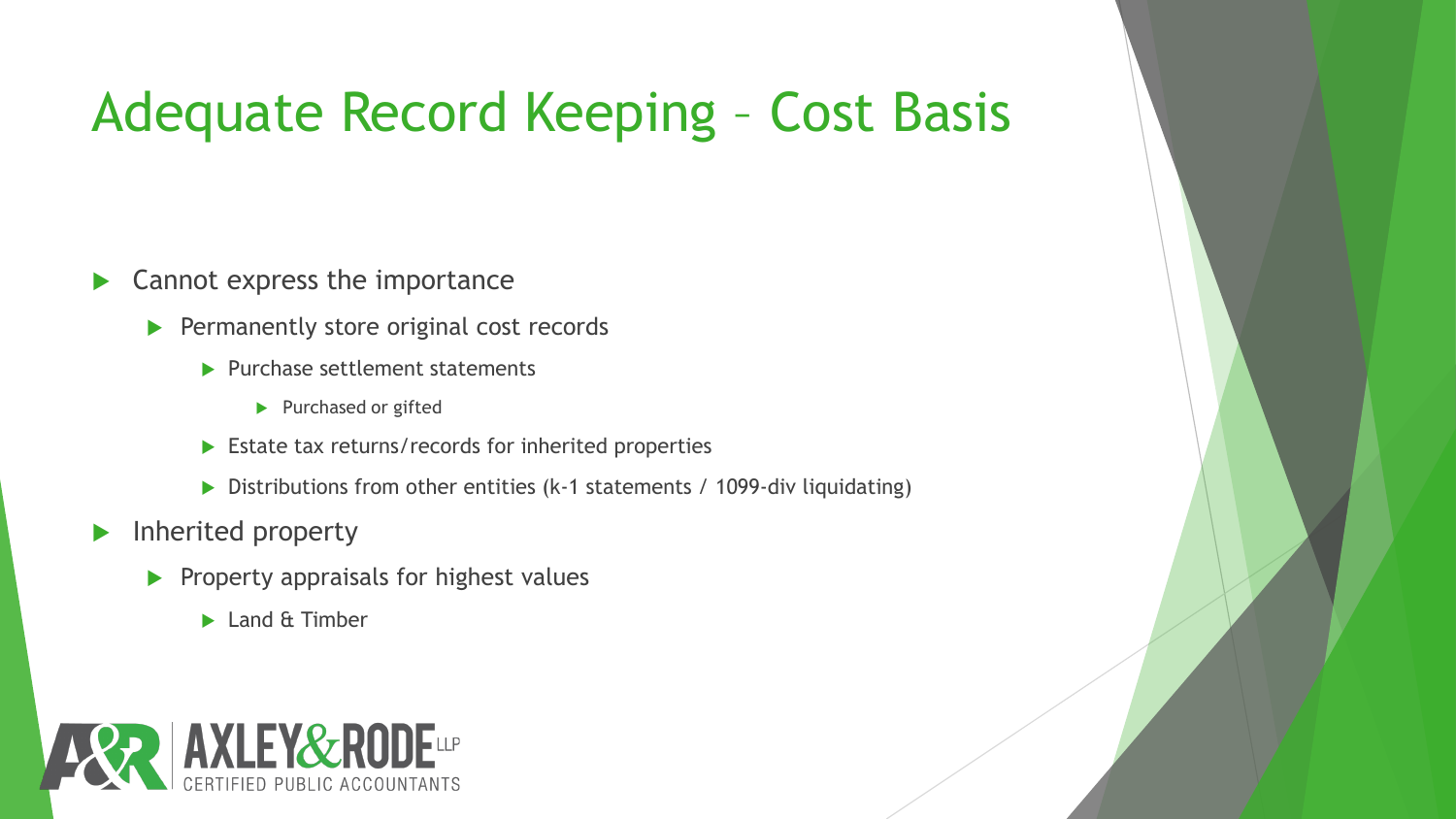# Adequate Record Keeping – Cost Basis

- Cannot express the importance
  - Permanently store original cost records
    - Purchase settlement statements
      - Purchased or gifted
    - Estate tax returns/records for inherited properties
    - Distributions from other entities (k-1 statements / 1099-div liquidating)
- Inherited property
  - Property appraisals for highest values
    - Land & Timber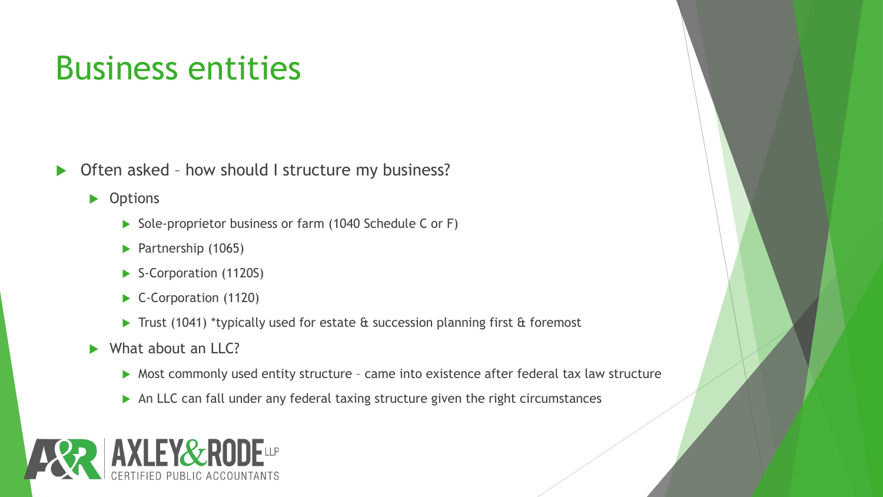# Business entities

- Often asked – how should I structure my business?
  - Options
    - Sole-proprietor business or farm (1040 Schedule C or F)
    - Partnership (1065)
    - S-Corporation (1120S)
    - C-Corporation (1120)
    - Trust (1041) *typically used for estate & succession planning first & foremost
  - What about an LLC?
    - Most commonly used entity structure – came into existence after federal tax law structure
    - An LLC can fall under any federal taxing structure given the right circumstances

AXLEY & RODE LLP
CERTIFIED PUBLIC ACCOUNTANTS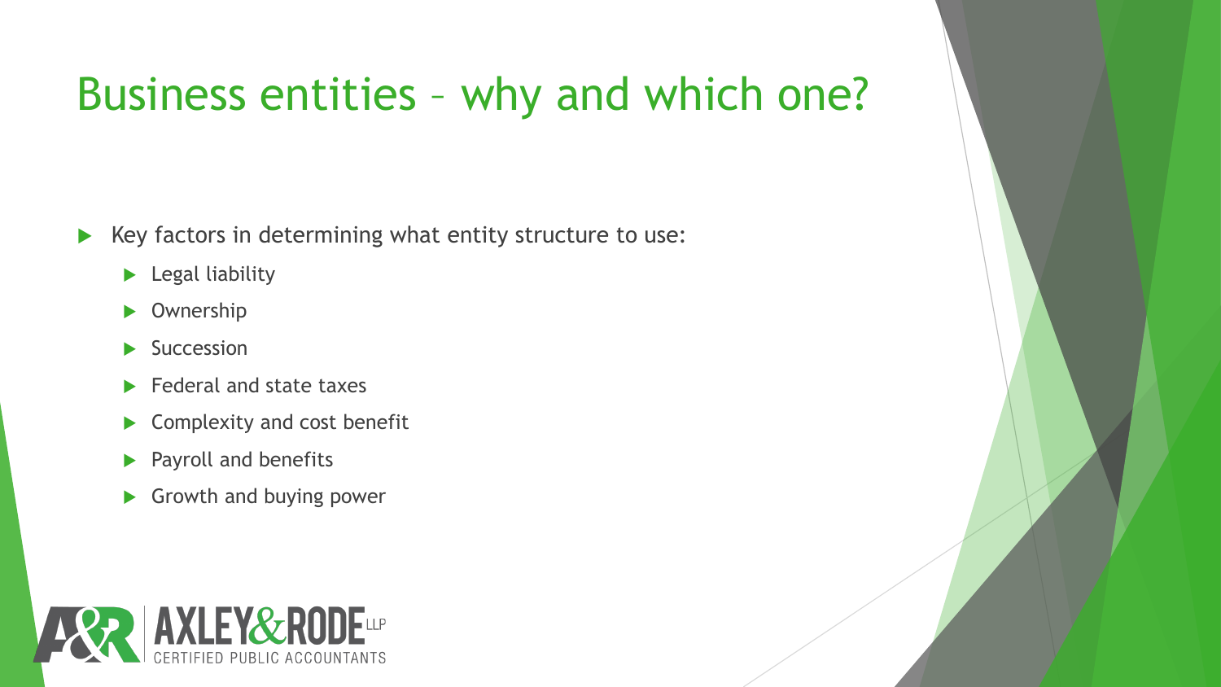# Business entities – why and which one?

- Key factors in determining what entity structure to use:
  - Legal liability
  - Ownership
  - Succession
  - Federal and state taxes
  - Complexity and cost benefit
  - Payroll and benefits
  - Growth and buying power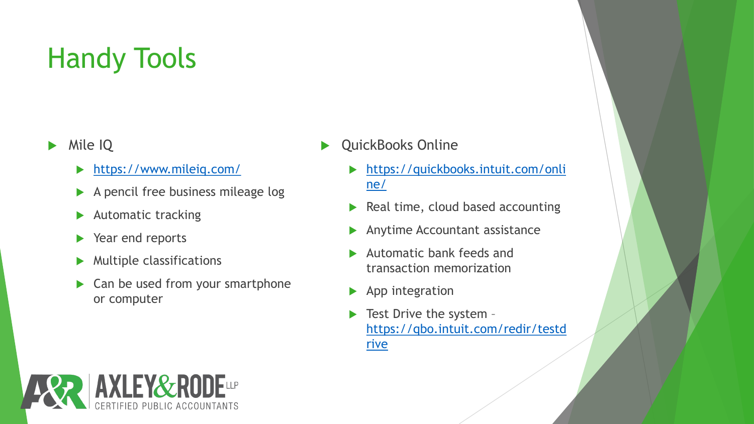# Handy Tools

- Mile IQ
  - https://www.mileiq.com/
  - A pencil free business mileage log
  - Automatic tracking
  - Year end reports
  - Multiple classifications
  - Can be used from your smartphone or computer

- QuickBooks Online
  - https://quickbooks.intuit.com/online/
  - Real time, cloud based accounting
  - Anytime Accountant assistance
  - Automatic bank feeds and transaction memorization
  - App integration
  - Test Drive the system – https://qbo.intuit.com/redir/testdrive

AXLEY & RODE LLP CERTIFIED PUBLIC ACCOUNTANTS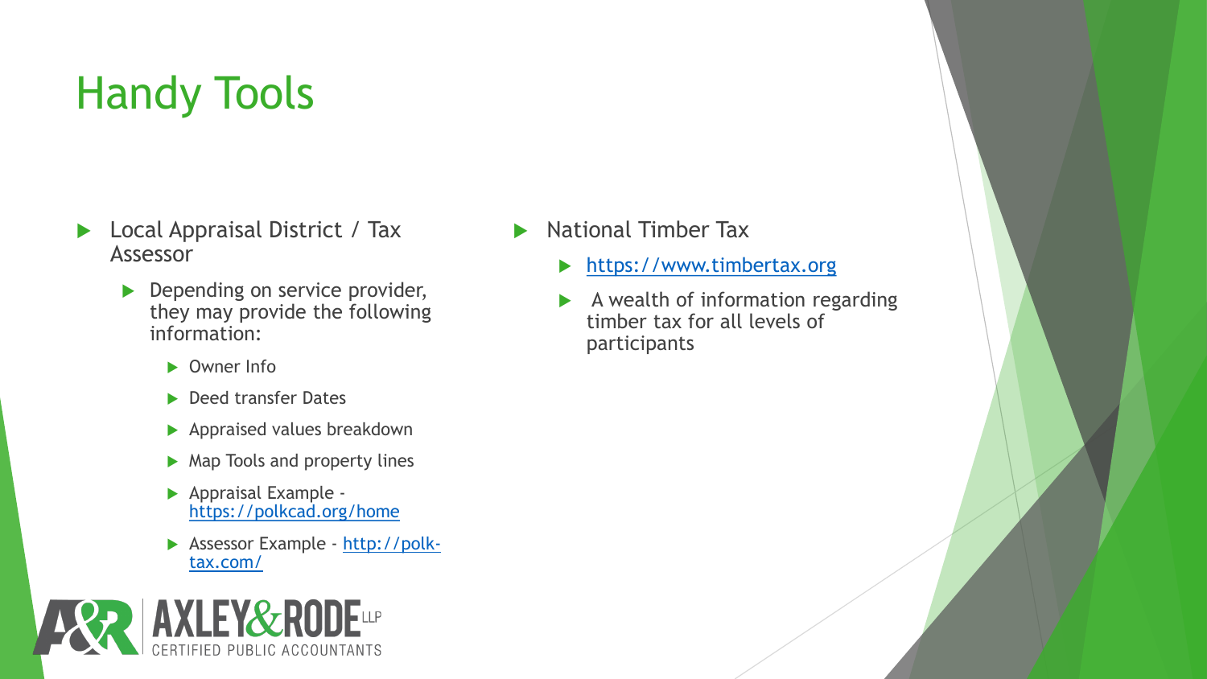# Handy Tools

- Local Appraisal District / Tax Assessor
  - Depending on service provider, they may provide the following information:
    - Owner Info
    - Deed transfer Dates
    - Appraised values breakdown
    - Map Tools and property lines
    - Appraisal Example - https://polkcad.org/home
    - Assessor Example - http://polk-tax.com/

- National Timber Tax
  - https://www.timbertax.org
  - A wealth of information regarding timber tax for all levels of participants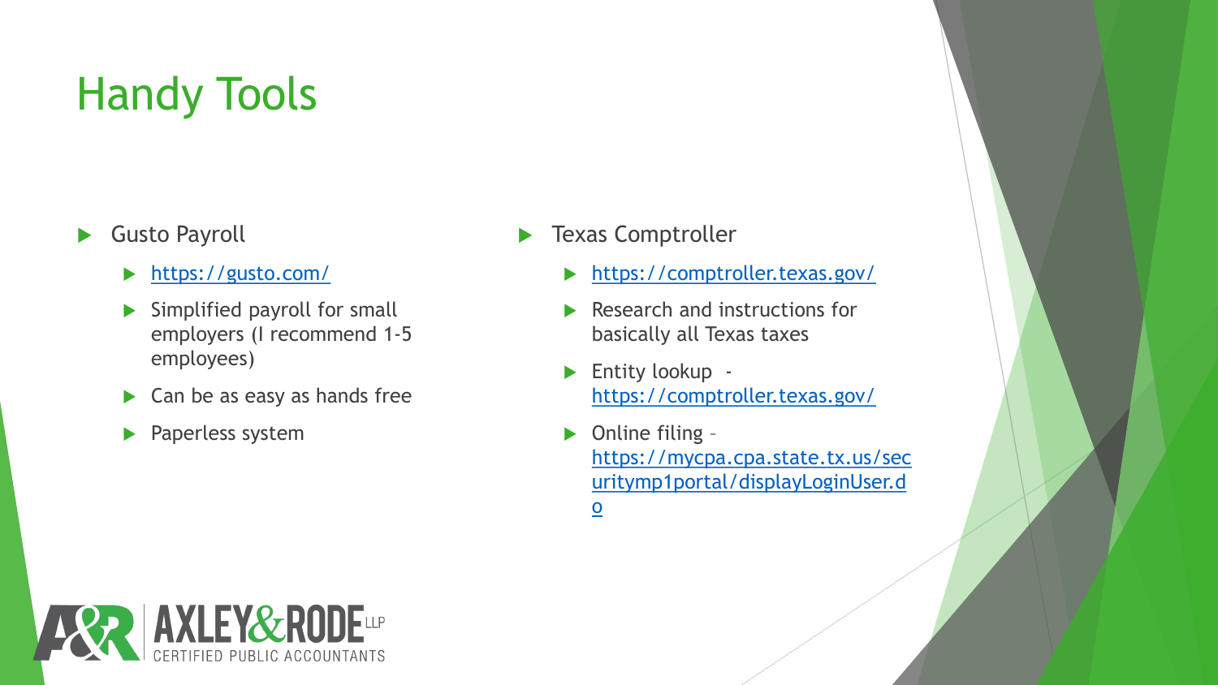# Handy Tools

- Gusto Payroll
  - https://gusto.com/
  - Simplified payroll for small employers (I recommend 1-5 employees)
  - Can be as easy as hands free
  - Paperless system

- Texas Comptroller
  - https://comptroller.texas.gov/
  - Research and instructions for basically all Texas taxes
  - Entity lookup - https://comptroller.texas.gov/
  - Online filing – https://mycpa.cpa.state.tx.us/securitymp1portal/displayLoginUser.do

AXLEY&RODE LLP CERTIFIED PUBLIC ACCOUNTANTS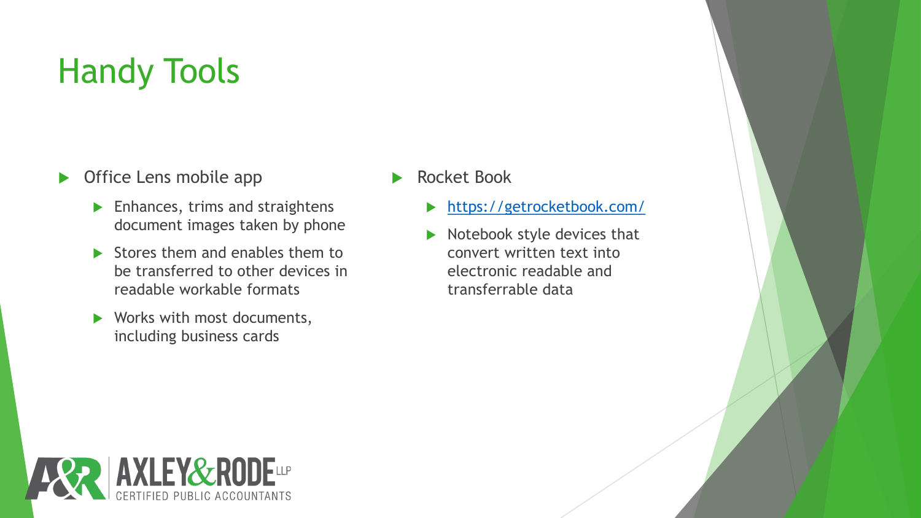# Handy Tools

- Office Lens mobile app
  - Enhances, trims and straightens document images taken by phone
  - Stores them and enables them to be transferred to other devices in readable workable formats
  - Works with most documents, including business cards

- Rocket Book
  - [https://getrocketbook.com/](https://getrocketbook.com/)
  - Notebook style devices that convert written text into electronic readable and transferrable data

AXLEY & RODE LLP
CERTIFIED PUBLIC ACCOUNTANTS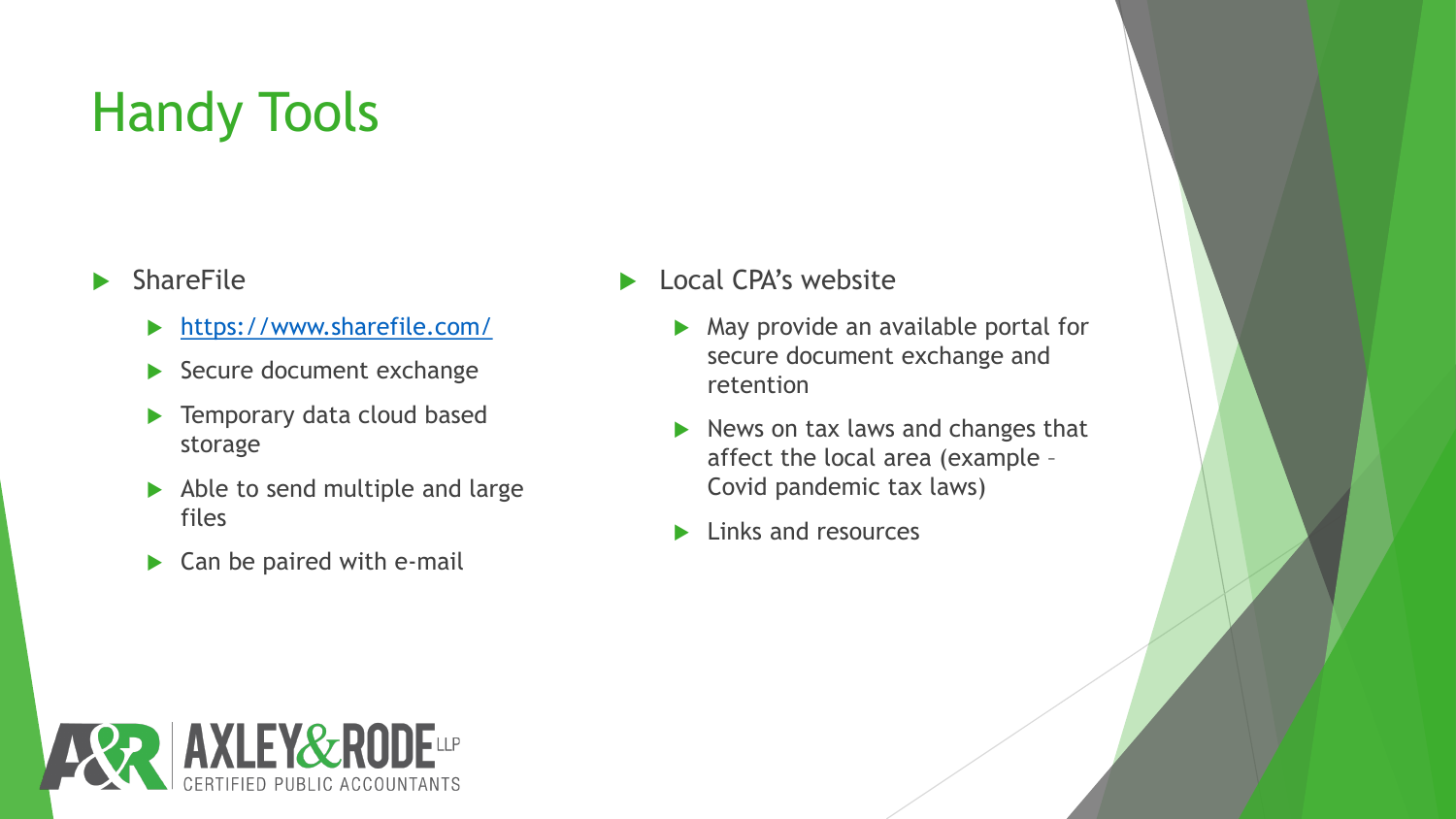# Handy Tools

- ShareFile
  - https://www.sharefile.com/
  - Secure document exchange
  - Temporary data cloud based storage
  - Able to send multiple and large files
  - Can be paired with e-mail
- Local CPA's website
  - May provide an available portal for secure document exchange and retention
  - News on tax laws and changes that affect the local area (example – Covid pandemic tax laws)
  - Links and resources

A&R AXLEY&RODE LLP
CERTIFIED PUBLIC ACCOUNTANTS